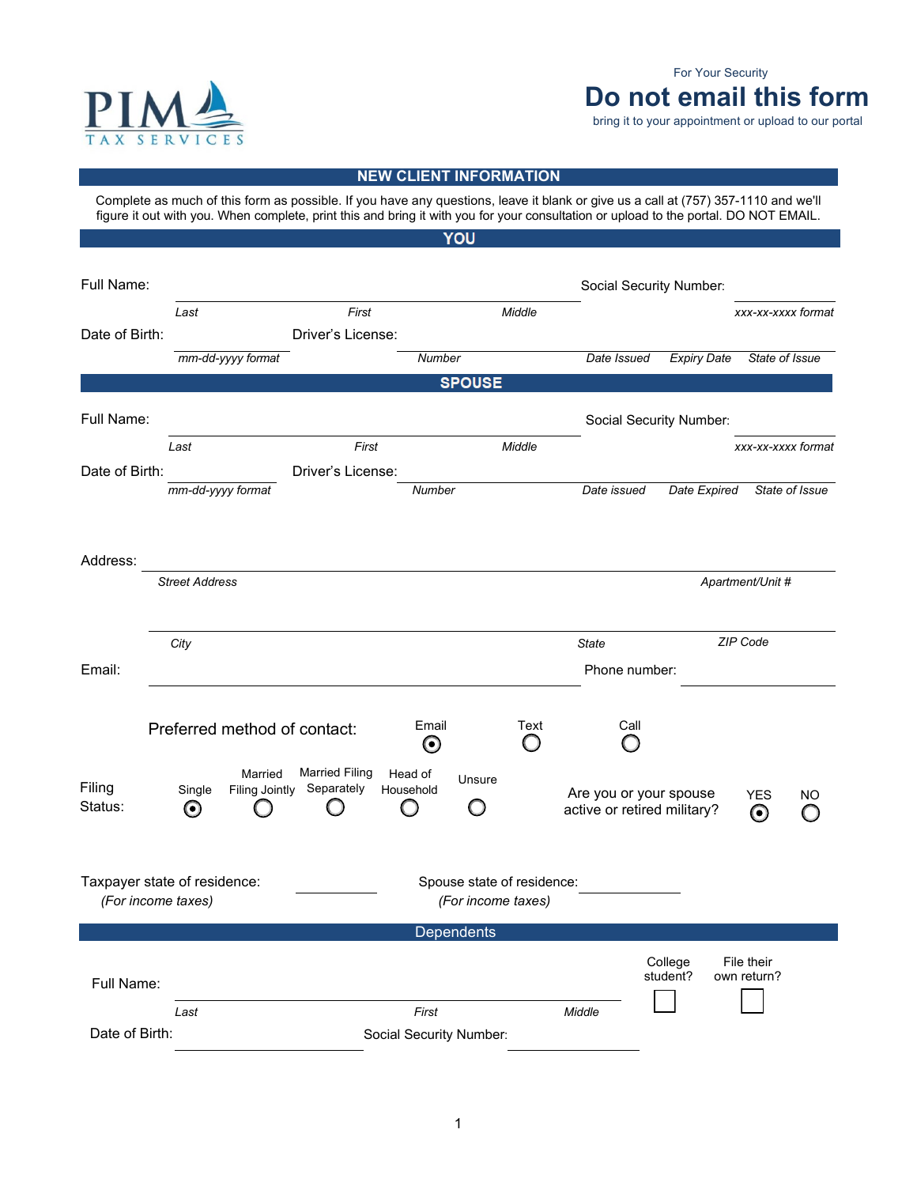PIM TAX SERVICES

For Your Security

# Do not email this form

bring it to your appointment or upload to our portal

## NEW CLIENT INFORMATION

Complete as much of this form as possible. If you have any questions, leave it blank or give us a call at (757) 357-1110 and we'll figure it out with you. When complete, print this and bring it with you for your consultation or upload to the portal. DO NOT EMAIL.

## YOU

Full Name: ______________________________ Social Security Number: __________

*Last* *First* *Middle* *xxx-xx-xxxx format*

Date of Birth: __________ Driver's License: ______________________________

*mm-dd-yyyy format* *Number* *Date Issued* *Expiry Date* *State of Issue*

## SPOUSE

Full Name: ______________________________ Social Security Number: __________

*Last* *First* *Middle* *xxx-xx-xxxx format*

Date of Birth: __________ Driver's License: ______________________________

*mm-dd-yyyy format* *Number* *Date issued* *Date Expired* *State of Issue*

Address: ______________________________

*Street Address* *Apartment/Unit #*

______________________________

*City* *State* *ZIP Code*

Email: ______________________________ Phone number: __________

Preferred method of contact: ◉ Email ○ Text ○ Call

Filing Status: ◉ Single ○ Married Filing Jointly ○ Married Filing Separately ○ Head of Household ○ Unsure

Are you or your spouse active or retired military? ◉ YES ○ NO

Taxpayer state of residence: __________ Spouse state of residence: __________

*(For income taxes)* *(For income taxes)*

## Dependents

Full Name: ______________________________ College student? ☐ File their own return? ☐

*Last* *First* *Middle*

Date of Birth: __________ Social Security Number: __________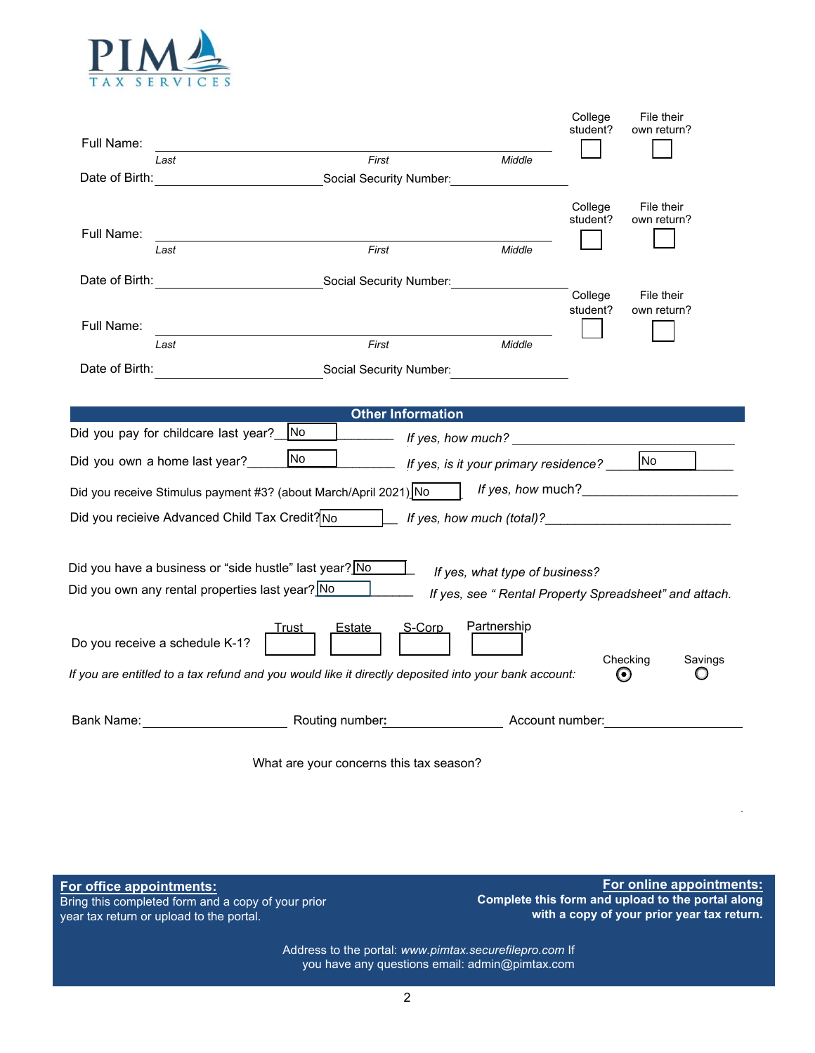PIM TAX SERVICES

Full Name: ______________________________________________ College student? ☐ File their own return? ☐
Last First Middle

Date of Birth: ____________________ Social Security Number: ____________________

Full Name: ______________________________________________ College student? ☐ File their own return? ☐
Last First Middle

Date of Birth: ____________________ Social Security Number: ____________________

Full Name: ______________________________________________ College student? ☐ File their own return? ☐
Last First Middle

Date of Birth: ____________________ Social Security Number: ____________________

## Other Information

Did you pay for childcare last year? No *If yes, how much?* ____________________

Did you own a home last year? No *If yes, is it your primary residence?* No

Did you receive Stimulus payment #3? (about March/April 2021) No *If yes, how much?* ____________________

Did you recieive Advanced Child Tax Credit? No *If yes, how much (total)?* ____________________

Did you have a business or "side hustle" last year? No *If yes, what type of business?*

Did you own any rental properties last year? No *If yes, see " Rental Property Spreadsheet" and attach.*

Do you receive a schedule K-1? Trust ☐ Estate ☐ S-Corp ☐ Partnership ☐

*If you are entitled to a tax refund and you would like it directly deposited into your bank account:* Checking ◉ Savings ○

Bank Name: ____________________ Routing number: ____________________ Account number: ____________________

What are your concerns this tax season?

**For office appointments:**
Bring this completed form and a copy of your prior year tax return or upload to the portal.

**For online appointments:**
**Complete this form and upload to the portal along with a copy of your prior year tax return.**

Address to the portal: *www.pimtax.securefilepro.com* If you have any questions email: admin@pimtax.com